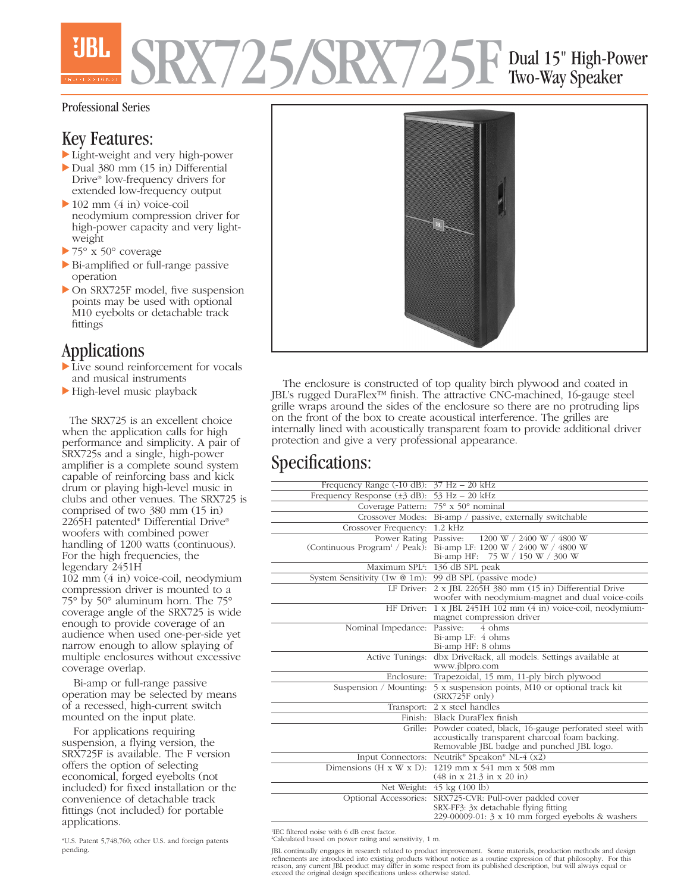# SRX725/SRX725F Dual 15" High-Power Two-Way Speaker

Professional Series

## Key Features:

- Light-weight and very high-power
- Dual 380 mm (15 in) Differential Drive® low-frequency drivers for extended low-frequency output
- 102 mm (4 in) voice-coil neodymium compression driver for high-power capacity and very light-weight
- 75° x 50° coverage
- Bi-amplified or full-range passive operation
- On SRX725F model, five suspension points may be used with optional M10 eyebolts or detachable track fittings

## Applications

- Live sound reinforcement for vocals and musical instruments
- High-level music playback

The SRX725 is an excellent choice when the application calls for high performance and simplicity. A pair of SRX725s and a single, high-power amplifier is a complete sound system capable of reinforcing bass and kick drum or playing high-level music in clubs and other venues. The SRX725 is comprised of two 380 mm (15 in) 2265H patented* Differential Drive® woofers with combined power handling of 1200 watts (continuous). For the high frequencies, the legendary 2451H 102 mm (4 in) voice-coil, neodymium compression driver is mounted to a 75° by 50° aluminum horn. The 75° coverage angle of the SRX725 is wide enough to provide coverage of an audience when used one-per-side yet narrow enough to allow splaying of multiple enclosures without excessive coverage overlap.

Bi-amp or full-range passive operation may be selected by means of a recessed, high-current switch mounted on the input plate.

For applications requiring suspension, a flying version, the SRX725F is available. The F version offers the option of selecting economical, forged eyebolts (not included) for fixed installation or the convenience of detachable track fittings (not included) for portable applications.

*U.S. Patent 5,748,760; other U.S. and foreign patents pending.

The enclosure is constructed of top quality birch plywood and coated in JBL's rugged DuraFlex™ finish. The attractive CNC-machined, 16-gauge steel grille wraps around the sides of the enclosure so there are no protruding lips on the front of the box to create acoustical interference. The grilles are internally lined with acoustically transparent foam to provide additional driver protection and give a very professional appearance.

## Specifications:

| | |
|---|---|
| Frequency Range (-10 dB): | 37 Hz – 20 kHz |
| Frequency Response (±3 dB): | 53 Hz – 20 kHz |
| Coverage Pattern: | 75° x 50° nominal |
| Crossover Modes: | Bi-amp / passive, externally switchable |
| Crossover Frequency: | 1.2 kHz |
| Power Rating (Continuous Program[1] / Peak): | Passive: 1200 W / 2400 W / 4800 W<br>Bi-amp LF: 1200 W / 2400 W / 4800 W<br>Bi-amp HF: 75 W / 150 W / 300 W |
| Maximum SPL[2]: | 136 dB SPL peak |
| System Sensitivity (1w @ 1m): | 99 dB SPL (passive mode) |
| LF Driver: | 2 x JBL 2265H 380 mm (15 in) Differential Drive woofer with neodymium-magnet and dual voice-coils |
| HF Driver: | 1 x JBL 2451H 102 mm (4 in) voice-coil, neodymium-magnet compression driver |
| Nominal Impedance: | Passive: 4 ohms<br>Bi-amp LF: 4 ohms<br>Bi-amp HF: 8 ohms |
| Active Tunings: | dbx DriveRack, all models. Settings available at www.jblpro.com |
| Enclosure: | Trapezoidal, 15 mm, 11-ply birch plywood |
| Suspension / Mounting: | 5 x suspension points, M10 or optional track kit (SRX725F only) |
| Transport: | 2 x steel handles |
| Finish: | Black DuraFlex finish |
| Grille: | Powder coated, black, 16-gauge perforated steel with acoustically transparent charcoal foam backing. Removable JBL badge and punched JBL logo. |
| Input Connectors: | Neutrik® Speakon® NL-4 (x2) |
| Dimensions (H x W x D): | 1219 mm x 541 mm x 508 mm<br>(48 in x 21.3 in x 20 in) |
| Net Weight: | 45 kg (100 lb) |
| Optional Accessories: | SRX725-CVR: Pull-over padded cover<br>SRX-FF3: 3x detachable flying fitting<br>229-00009-01: 3 x 10 mm forged eyebolts & washers |

[1]IEC filtered noise with 6 dB crest factor.
[2]Calculated based on power rating and sensitivity, 1 m.

JBL continually engages in research related to product improvement. Some materials, production methods and design refinements are introduced into existing products without notice as a routine expression of that philosophy. For this reason, any current JBL product may differ in some respect from its published description, but will always equal or exceed the original design specifications unless otherwise stated.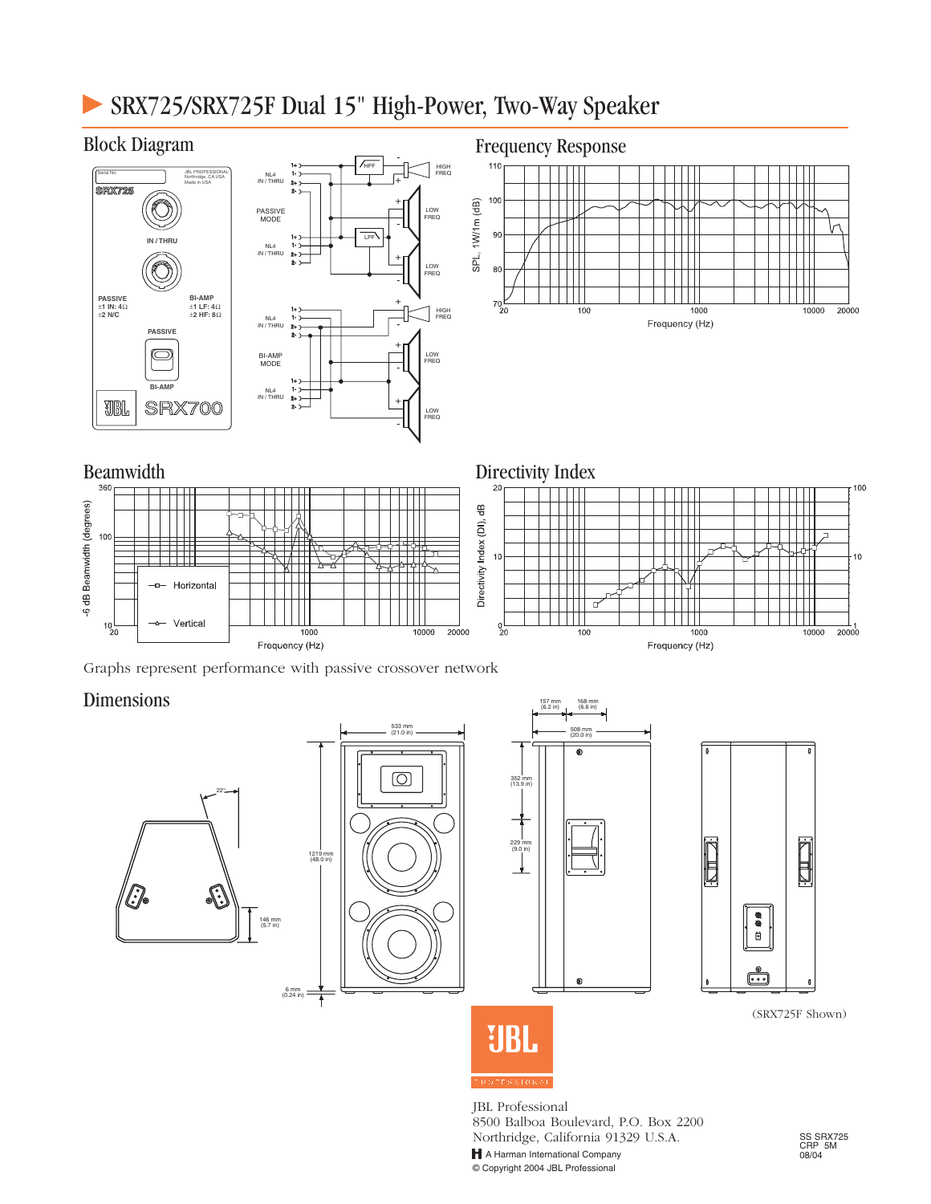# SRX725/SRX725F Dual 15" High-Power, Two-Way Speaker

## Block Diagram

Serial No.
JBL PROFESSIONAL
Northridge, CA USA
Made in USA

SRX725

IN / THRU

PASSIVE
±1 IN: 4Ω
±2 N/C

BI-AMP
±1 LF: 4Ω
±2 HF: 8Ω

PASSIVE

BI-AMP

JBL SRX700

NL4 IN / THRU
PASSIVE MODE
NL4 IN / THRU
HPF
LPF
HIGH FREQ
LOW FREQ
LOW FREQ

NL4 IN / THRU
BI-AMP MODE
NL4 IN / THRU
HIGH FREQ
LOW FREQ
LOW FREQ

## Frequency Response

SPL, 1W/1m (dB)
110
100
90
80
70
20
100
1000
10000
20000
Frequency (Hz)

## Beamwidth

-6 dB Beamwidth (degrees)
360
100
10
20
1000
10000
20000
Frequency (Hz)
Horizontal
Vertical

## Directivity Index

Directivity Index (DI), dB
20
10
0
20
100
1000
10000
20000
Frequency (Hz)
100
10
1

Graphs represent performance with passive crossover network

## Dimensions

22°
146 mm (5.7 in)
533 mm (21.0 in)
1219 mm (48.0 in)
6 mm (0.24 in)
157 mm (6.2 in)
168 mm (6.6 in)
508 mm (20.0 in)
352 mm (13.9 in)
229 mm (9.0 in)

(SRX725F Shown)

JBL PROFESSIONAL

JBL Professional
8500 Balboa Boulevard, P.O. Box 2200
Northridge, California 91329 U.S.A.

A Harman International Company

© Copyright 2004 JBL Professional

SS SRX725
CRP 5M
08/04